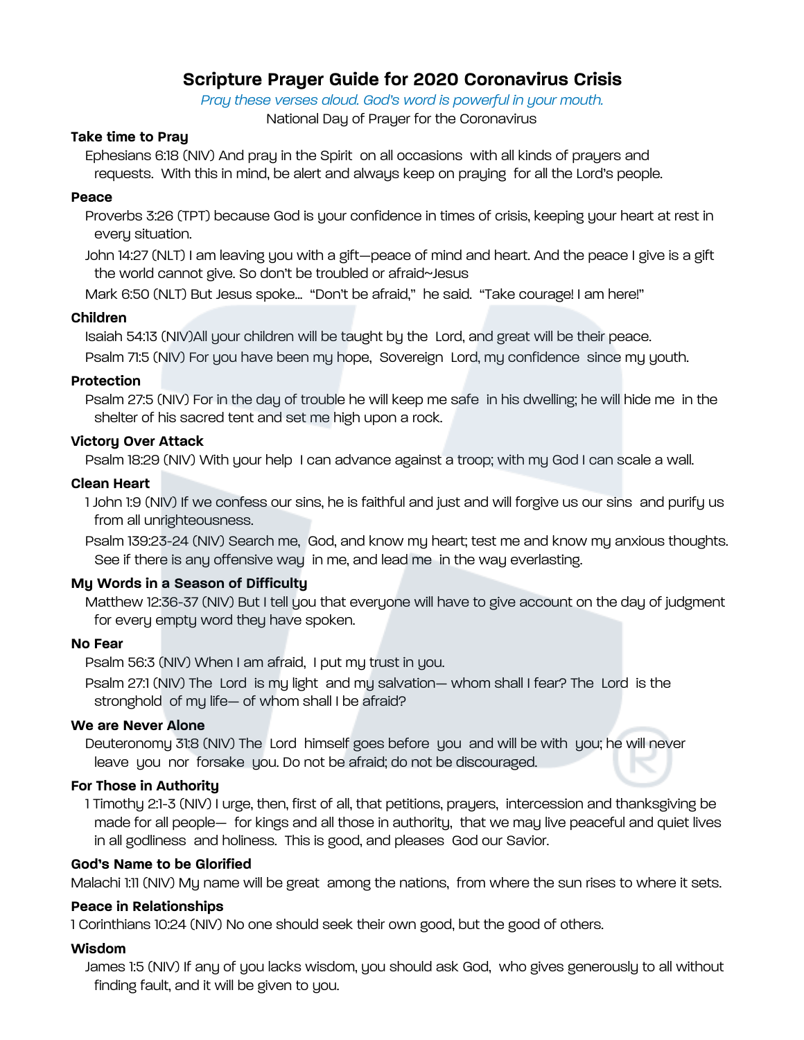# Scripture Prayer Guide for 2020 Coronavirus Crisis

*Pray these verses aloud. God's word is powerful in your mouth.*

National Day of Prayer for the Coronavirus

### Take time to Pray

Ephesians 6:18 (NIV) And pray in the Spirit on all occasions with all kinds of prayers and requests. With this in mind, be alert and always keep on praying for all the Lord's people.

### Peace

Proverbs 3:26 (TPT) because God is your confidence in times of crisis, keeping your heart at rest in every situation.

John 14:27 (NLT) I am leaving you with a gift—peace of mind and heart. And the peace I give is a gift the world cannot give. So don't be troubled or afraid~Jesus

Mark 6:50 (NLT) But Jesus spoke… "Don't be afraid," he said. "Take courage! I am here!"

### Children

Isaiah 54:13 (NIV)All your children will be taught by the Lord, and great will be their peace.

Psalm 71:5 (NIV) For you have been my hope, Sovereign Lord, my confidence since my youth.

### Protection

Psalm 27:5 (NIV) For in the day of trouble he will keep me safe in his dwelling; he will hide me in the shelter of his sacred tent and set me high upon a rock.

### Victory Over Attack

Psalm 18:29 (NIV) With your help I can advance against a troop; with my God I can scale a wall.

### Clean Heart

1 John 1:9 (NIV) If we confess our sins, he is faithful and just and will forgive us our sins and purify us from all unrighteousness.

Psalm 139:23-24 (NIV) Search me, God, and know my heart; test me and know my anxious thoughts. See if there is any offensive way in me, and lead me in the way everlasting.

### My Words in a Season of Difficulty

Matthew 12:36-37 (NIV) But I tell you that everyone will have to give account on the day of judgment for every empty word they have spoken.

### No Fear

Psalm 56:3 (NIV) When I am afraid, I put my trust in you.

Psalm 27:1 (NIV) The Lord is my light and my salvation— whom shall I fear? The Lord is the stronghold of my life— of whom shall I be afraid?

### We are Never Alone

Deuteronomy 31:8 (NIV) The Lord himself goes before you and will be with you; he will never leave you nor forsake you. Do not be afraid; do not be discouraged.

### For Those in Authority

1 Timothy 2:1-3 (NIV) I urge, then, first of all, that petitions, prayers, intercession and thanksgiving be made for all people— for kings and all those in authority, that we may live peaceful and quiet lives in all godliness and holiness. This is good, and pleases God our Savior.

### God's Name to be Glorified

Malachi 1:11 (NIV) My name will be great among the nations, from where the sun rises to where it sets.

### Peace in Relationships

1 Corinthians 10:24 (NIV) No one should seek their own good, but the good of others.

### Wisdom

James 1:5 (NIV) If any of you lacks wisdom, you should ask God, who gives generously to all without finding fault, and it will be given to you.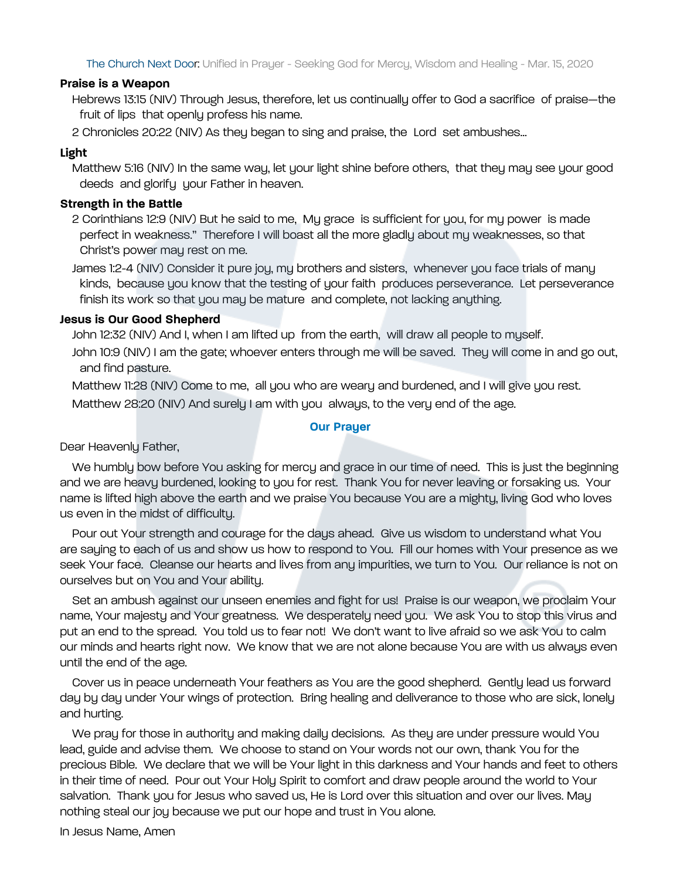The Church Next Door: Unified in Prayer - Seeking God for Mercy, Wisdom and Healing - Mar. 15, 2020

**Praise is a Weapon**

Hebrews 13:15 (NIV) Through Jesus, therefore, let us continually offer to God a sacrifice of praise—the fruit of lips that openly profess his name.

2 Chronicles 20:22 (NIV) As they began to sing and praise, the Lord set ambushes...

**Light**

Matthew 5:16 (NIV) In the same way, let your light shine before others, that they may see your good deeds and glorify your Father in heaven.

**Strength in the Battle**

2 Corinthians 12:9 (NIV) But he said to me, My grace is sufficient for you, for my power is made perfect in weakness." Therefore I will boast all the more gladly about my weaknesses, so that Christ's power may rest on me.

James 1:2-4 (NIV) Consider it pure joy, my brothers and sisters, whenever you face trials of many kinds, because you know that the testing of your faith produces perseverance. Let perseverance finish its work so that you may be mature and complete, not lacking anything.

**Jesus is Our Good Shepherd**

John 12:32 (NIV) And I, when I am lifted up from the earth, will draw all people to myself.

John 10:9 (NIV) I am the gate; whoever enters through me will be saved. They will come in and go out, and find pasture.

Matthew 11:28 (NIV) Come to me, all you who are weary and burdened, and I will give you rest.

Matthew 28:20 (NIV) And surely I am with you always, to the very end of the age.

## Our Prayer

Dear Heavenly Father,

We humbly bow before You asking for mercy and grace in our time of need. This is just the beginning and we are heavy burdened, looking to you for rest. Thank You for never leaving or forsaking us. Your name is lifted high above the earth and we praise You because You are a mighty, living God who loves us even in the midst of difficulty.

Pour out Your strength and courage for the days ahead. Give us wisdom to understand what You are saying to each of us and show us how to respond to You. Fill our homes with Your presence as we seek Your face. Cleanse our hearts and lives from any impurities, we turn to You. Our reliance is not on ourselves but on You and Your ability.

Set an ambush against our unseen enemies and fight for us! Praise is our weapon, we proclaim Your name, Your majesty and Your greatness. We desperately need you. We ask You to stop this virus and put an end to the spread. You told us to fear not! We don't want to live afraid so we ask You to calm our minds and hearts right now. We know that we are not alone because You are with us always even until the end of the age.

Cover us in peace underneath Your feathers as You are the good shepherd. Gently lead us forward day by day under Your wings of protection. Bring healing and deliverance to those who are sick, lonely and hurting.

We pray for those in authority and making daily decisions. As they are under pressure would You lead, guide and advise them. We choose to stand on Your words not our own, thank You for the precious Bible. We declare that we will be Your light in this darkness and Your hands and feet to others in their time of need. Pour out Your Holy Spirit to comfort and draw people around the world to Your salvation. Thank you for Jesus who saved us, He is Lord over this situation and over our lives. May nothing steal our joy because we put our hope and trust in You alone.

In Jesus Name, Amen